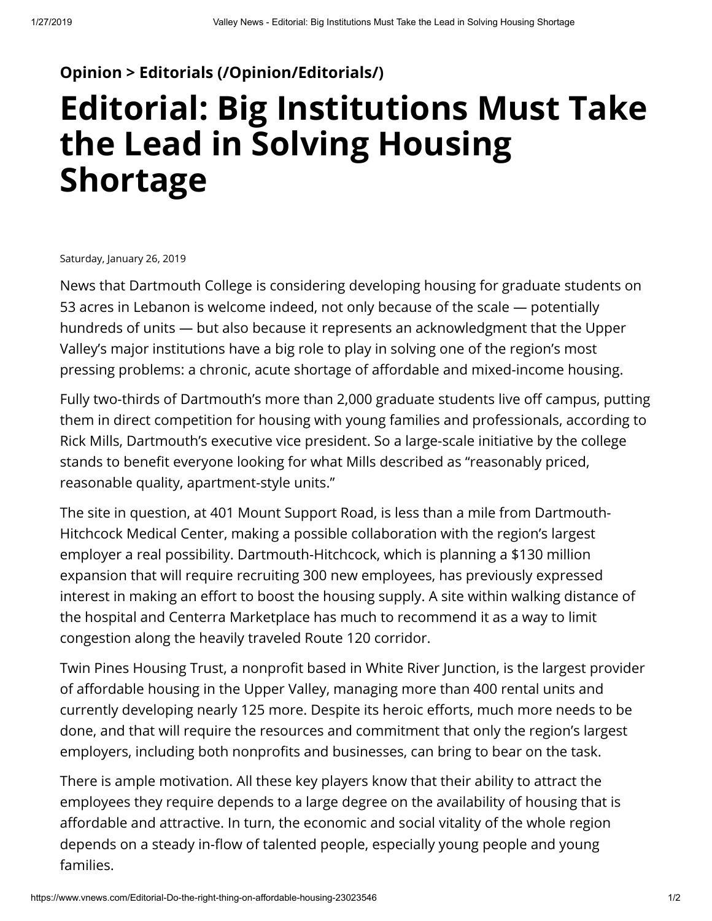**Opinion > Editorials (/Opinion/Editorials/)**

# Editorial: Big Institutions Must Take the Lead in Solving Housing Shortage

Saturday, January 26, 2019

News that Dartmouth College is considering developing housing for graduate students on 53 acres in Lebanon is welcome indeed, not only because of the scale — potentially hundreds of units — but also because it represents an acknowledgment that the Upper Valley's major institutions have a big role to play in solving one of the region's most pressing problems: a chronic, acute shortage of affordable and mixed-income housing.

Fully two-thirds of Dartmouth's more than 2,000 graduate students live off campus, putting them in direct competition for housing with young families and professionals, according to Rick Mills, Dartmouth's executive vice president. So a large-scale initiative by the college stands to benefit everyone looking for what Mills described as "reasonably priced, reasonable quality, apartment-style units."

The site in question, at 401 Mount Support Road, is less than a mile from Dartmouth-Hitchcock Medical Center, making a possible collaboration with the region's largest employer a real possibility. Dartmouth-Hitchcock, which is planning a $130 million expansion that will require recruiting 300 new employees, has previously expressed interest in making an effort to boost the housing supply. A site within walking distance of the hospital and Centerra Marketplace has much to recommend it as a way to limit congestion along the heavily traveled Route 120 corridor.

Twin Pines Housing Trust, a nonprofit based in White River Junction, is the largest provider of affordable housing in the Upper Valley, managing more than 400 rental units and currently developing nearly 125 more. Despite its heroic efforts, much more needs to be done, and that will require the resources and commitment that only the region's largest employers, including both nonprofits and businesses, can bring to bear on the task.

There is ample motivation. All these key players know that their ability to attract the employees they require depends to a large degree on the availability of housing that is affordable and attractive. In turn, the economic and social vitality of the whole region depends on a steady in-flow of talented people, especially young people and young families.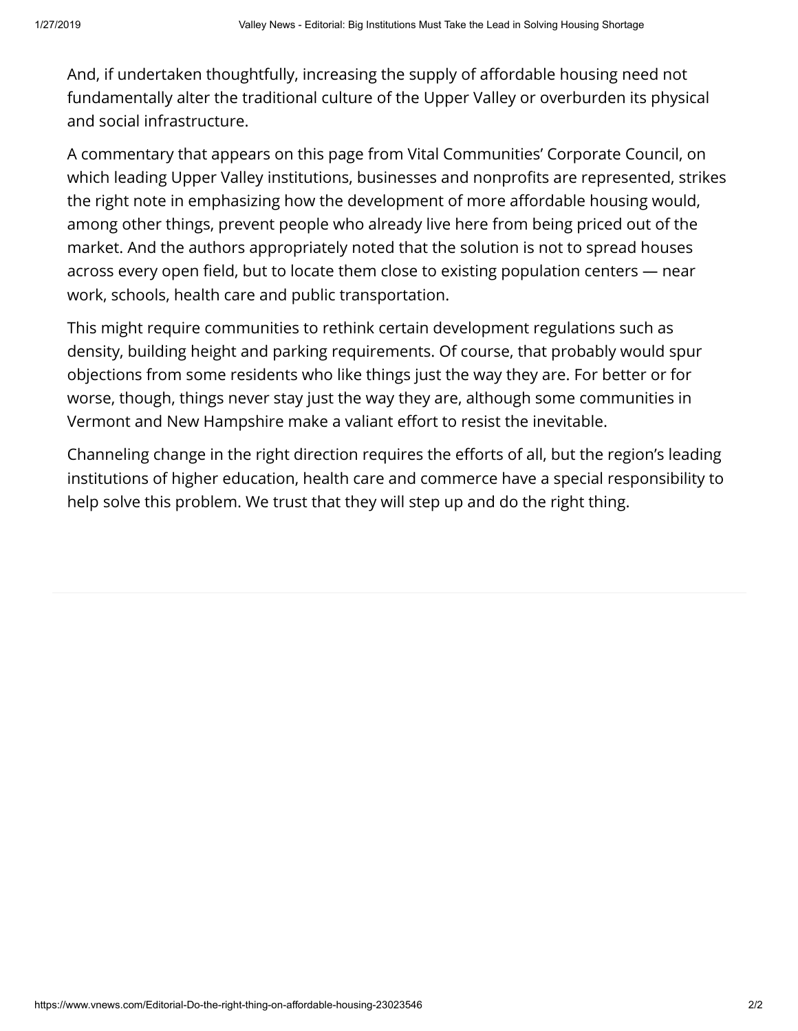And, if undertaken thoughtfully, increasing the supply of affordable housing need not fundamentally alter the traditional culture of the Upper Valley or overburden its physical and social infrastructure.

A commentary that appears on this page from Vital Communities' Corporate Council, on which leading Upper Valley institutions, businesses and nonprofits are represented, strikes the right note in emphasizing how the development of more affordable housing would, among other things, prevent people who already live here from being priced out of the market. And the authors appropriately noted that the solution is not to spread houses across every open field, but to locate them close to existing population centers — near work, schools, health care and public transportation.

This might require communities to rethink certain development regulations such as density, building height and parking requirements. Of course, that probably would spur objections from some residents who like things just the way they are. For better or for worse, though, things never stay just the way they are, although some communities in Vermont and New Hampshire make a valiant effort to resist the inevitable.

Channeling change in the right direction requires the efforts of all, but the region's leading institutions of higher education, health care and commerce have a special responsibility to help solve this problem. We trust that they will step up and do the right thing.